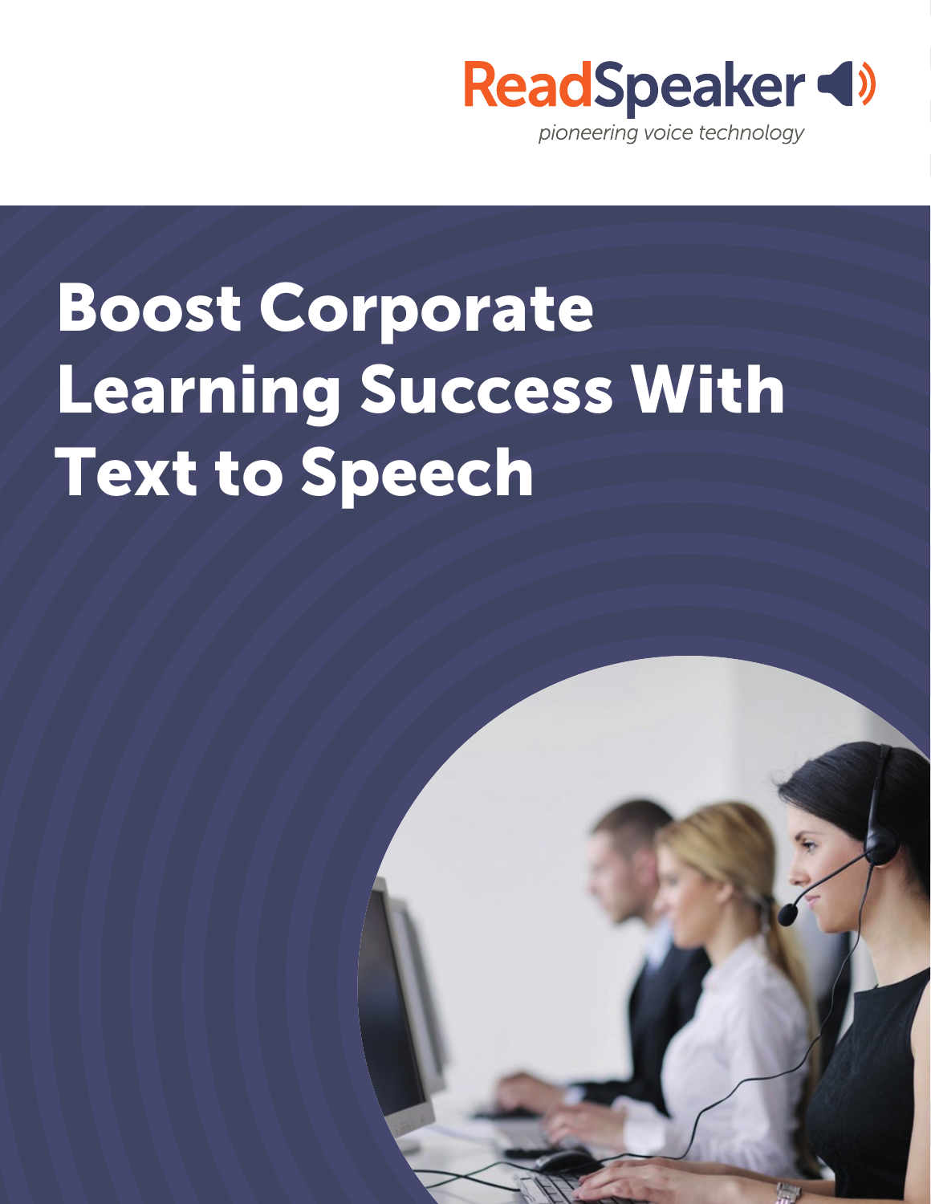ReadSpeaker

*pioneering voice technology*

# Boost Corporate Learning Success With Text to Speech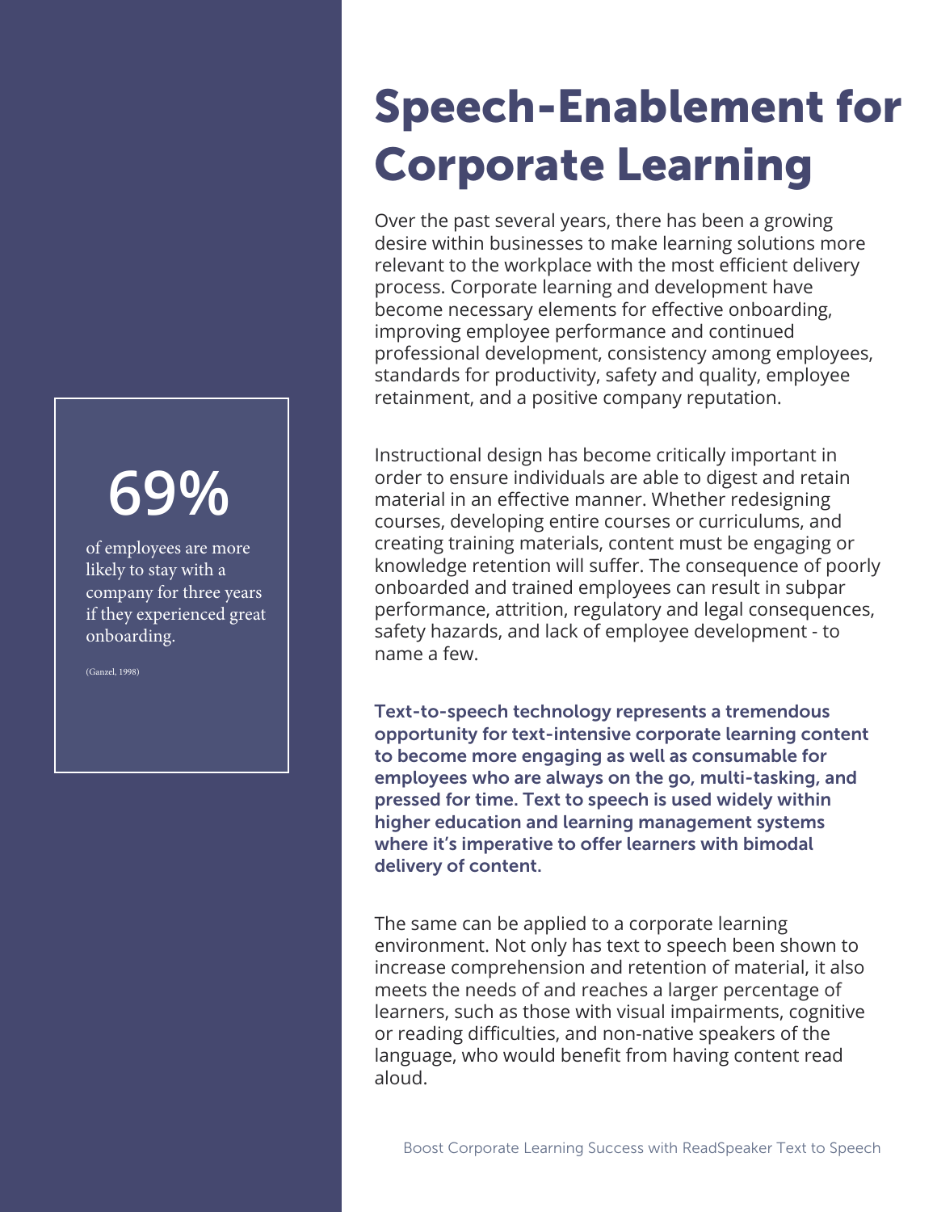# Speech-Enablement for Corporate Learning

Over the past several years, there has been a growing desire within businesses to make learning solutions more relevant to the workplace with the most efficient delivery process. Corporate learning and development have become necessary elements for effective onboarding, improving employee performance and continued professional development, consistency among employees, standards for productivity, safety and quality, employee retainment, and a positive company reputation.

Instructional design has become critically important in order to ensure individuals are able to digest and retain material in an effective manner. Whether redesigning courses, developing entire courses or curriculums, and creating training materials, content must be engaging or knowledge retention will suffer. The consequence of poorly onboarded and trained employees can result in subpar performance, attrition, regulatory and legal consequences, safety hazards, and lack of employee development - to name a few.

**Text-to-speech technology represents a tremendous opportunity for text-intensive corporate learning content to become more engaging as well as consumable for employees who are always on the go, multi-tasking, and pressed for time. Text to speech is used widely within higher education and learning management systems where it's imperative to offer learners with bimodal delivery of content.**

The same can be applied to a corporate learning environment. Not only has text to speech been shown to increase comprehension and retention of material, it also meets the needs of and reaches a larger percentage of learners, such as those with visual impairments, cognitive or reading difficulties, and non-native speakers of the language, who would benefit from having content read aloud.

**69%**

of employees are more likely to stay with a company for three years if they experienced great onboarding.

(Ganzel, 1998)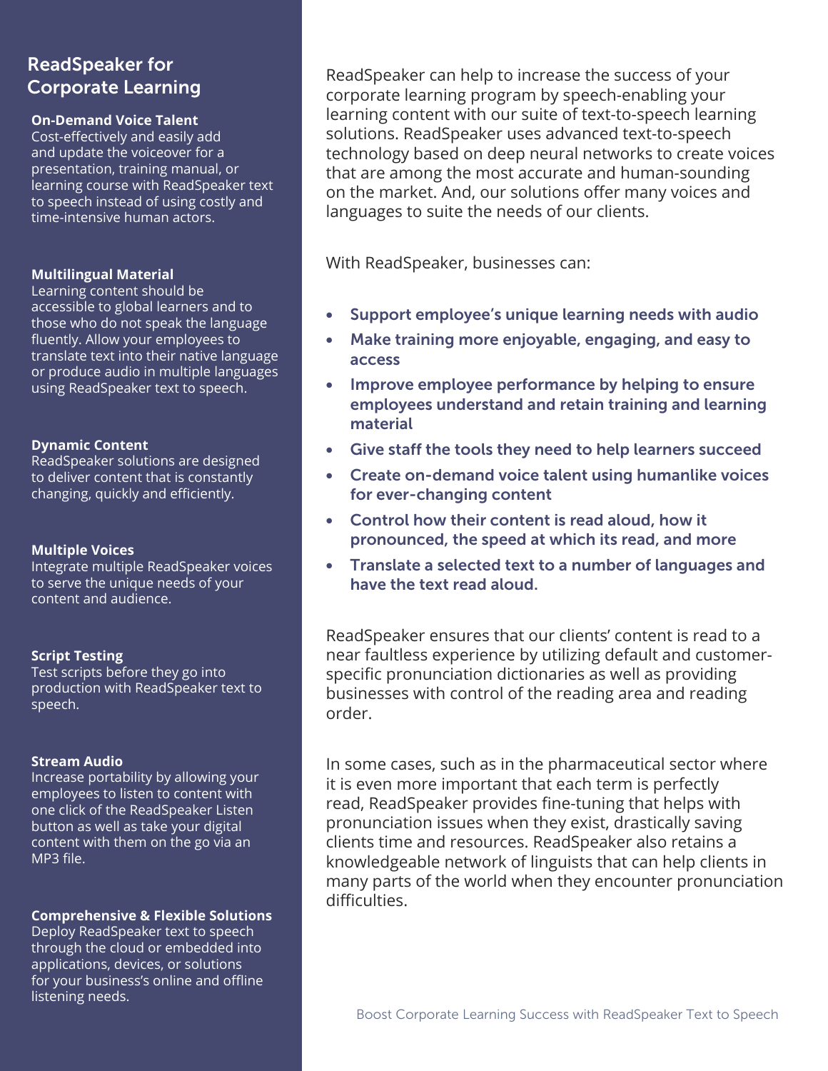## ReadSpeaker for Corporate Learning

**On-Demand Voice Talent**
Cost-effectively and easily add and update the voiceover for a presentation, training manual, or learning course with ReadSpeaker text to speech instead of using costly and time-intensive human actors.

**Multilingual Material**
Learning content should be accessible to global learners and to those who do not speak the language fluently. Allow your employees to translate text into their native language or produce audio in multiple languages using ReadSpeaker text to speech.

**Dynamic Content**
ReadSpeaker solutions are designed to deliver content that is constantly changing, quickly and efficiently.

**Multiple Voices**
Integrate multiple ReadSpeaker voices to serve the unique needs of your content and audience.

**Script Testing**
Test scripts before they go into production with ReadSpeaker text to speech.

**Stream Audio**
Increase portability by allowing your employees to listen to content with one click of the ReadSpeaker Listen button as well as take your digital content with them on the go via an MP3 file.

**Comprehensive & Flexible Solutions**
Deploy ReadSpeaker text to speech through the cloud or embedded into applications, devices, or solutions for your business's online and offline listening needs.

ReadSpeaker can help to increase the success of your corporate learning program by speech-enabling your learning content with our suite of text-to-speech learning solutions. ReadSpeaker uses advanced text-to-speech technology based on deep neural networks to create voices that are among the most accurate and human-sounding on the market. And, our solutions offer many voices and languages to suite the needs of our clients.

With ReadSpeaker, businesses can:

- **Support employee's unique learning needs with audio**
- **Make training more enjoyable, engaging, and easy to access**
- **Improve employee performance by helping to ensure employees understand and retain training and learning material**
- **Give staff the tools they need to help learners succeed**
- **Create on-demand voice talent using humanlike voices for ever-changing content**
- **Control how their content is read aloud, how it pronounced, the speed at which its read, and more**
- **Translate a selected text to a number of languages and have the text read aloud.**

ReadSpeaker ensures that our clients' content is read to a near faultless experience by utilizing default and customer-specific pronunciation dictionaries as well as providing businesses with control of the reading area and reading order.

In some cases, such as in the pharmaceutical sector where it is even more important that each term is perfectly read, ReadSpeaker provides fine-tuning that helps with pronunciation issues when they exist, drastically saving clients time and resources. ReadSpeaker also retains a knowledgeable network of linguists that can help clients in many parts of the world when they encounter pronunciation difficulties.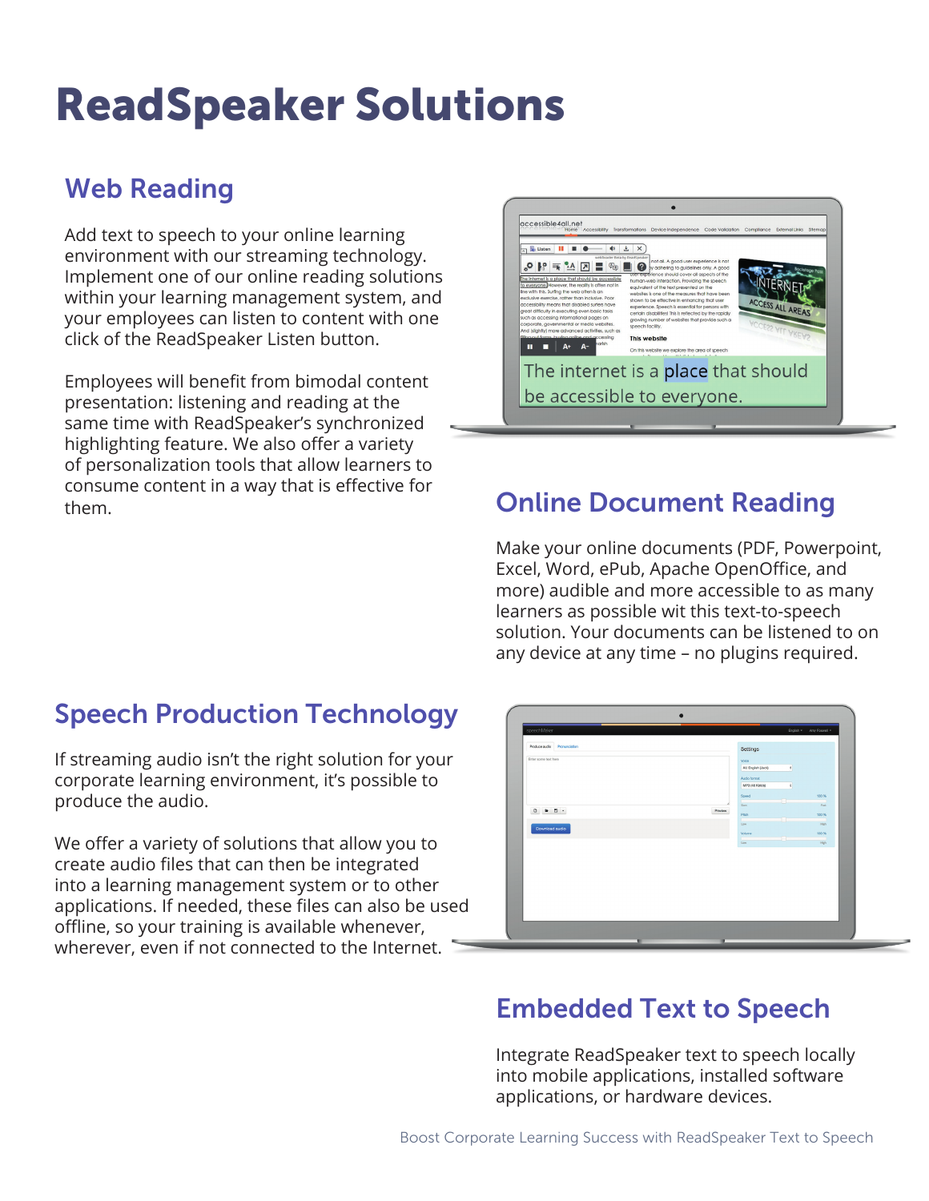# ReadSpeaker Solutions

## Web Reading

Add text to speech to your online learning environment with our streaming technology. Implement one of our online reading solutions within your learning management system, and your employees can listen to content with one click of the ReadSpeaker Listen button.

Employees will benefit from bimodal content presentation: listening and reading at the same time with ReadSpeaker's synchronized highlighting feature. We also offer a variety of personalization tools that allow learners to consume content in a way that is effective for them.

## Online Document Reading

Make your online documents (PDF, Powerpoint, Excel, Word, ePub, Apache OpenOffice, and more) audible and more accessible to as many learners as possible wit this text-to-speech solution. Your documents can be listened to on any device at any time – no plugins required.

## Speech Production Technology

If streaming audio isn't the right solution for your corporate learning environment, it's possible to produce the audio.

We offer a variety of solutions that allow you to create audio files that can then be integrated into a learning management system or to other applications. If needed, these files can also be used offline, so your training is available whenever, wherever, even if not connected to the Internet.

## Embedded Text to Speech

Integrate ReadSpeaker text to speech locally into mobile applications, installed software applications, or hardware devices.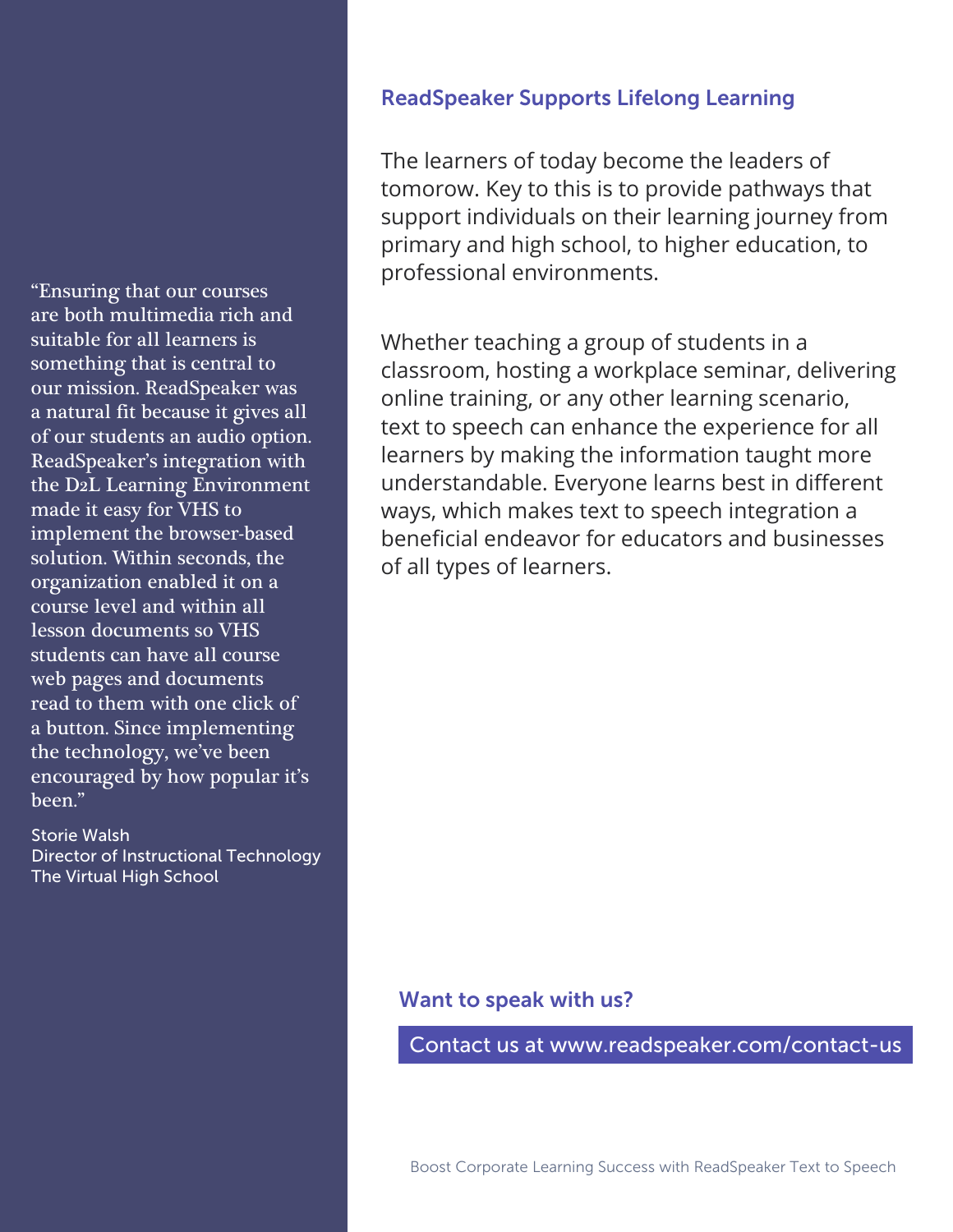## ReadSpeaker Supports Lifelong Learning

The learners of today become the leaders of tomorow. Key to this is to provide pathways that support individuals on their learning journey from primary and high school, to higher education, to professional environments.

Whether teaching a group of students in a classroom, hosting a workplace seminar, delivering online training, or any other learning scenario, text to speech can enhance the experience for all learners by making the information taught more understandable. Everyone learns best in different ways, which makes text to speech integration a beneficial endeavor for educators and businesses of all types of learners.

> "Ensuring that our courses are both multimedia rich and suitable for all learners is something that is central to our mission. ReadSpeaker was a natural fit because it gives all of our students an audio option. ReadSpeaker's integration with the D2L Learning Environment made it easy for VHS to implement the browser-based solution. Within seconds, the organization enabled it on a course level and within all lesson documents so VHS students can have all course web pages and documents read to them with one click of a button. Since implementing the technology, we've been encouraged by how popular it's been."
>
> Storie Walsh
> Director of Instructional Technology
> The Virtual High School

### Want to speak with us?

Contact us at www.readspeaker.com/contact-us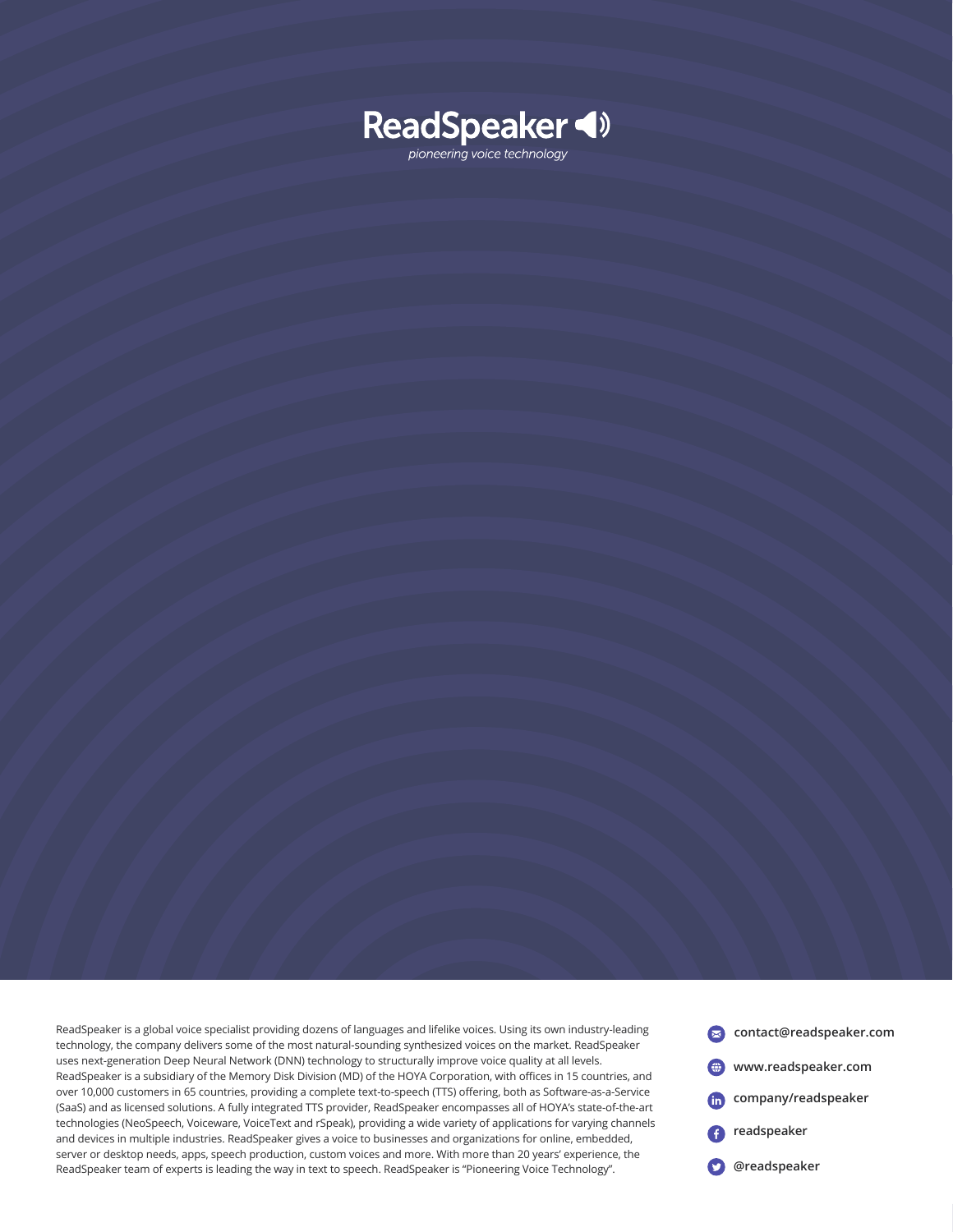**ReadSpeaker**

*pioneering voice technology*

ReadSpeaker is a global voice specialist providing dozens of languages and lifelike voices. Using its own industry-leading technology, the company delivers some of the most natural-sounding synthesized voices on the market. ReadSpeaker uses next-generation Deep Neural Network (DNN) technology to structurally improve voice quality at all levels. ReadSpeaker is a subsidiary of the Memory Disk Division (MD) of the HOYA Corporation, with offices in 15 countries, and over 10,000 customers in 65 countries, providing a complete text-to-speech (TTS) offering, both as Software-as-a-Service (SaaS) and as licensed solutions. A fully integrated TTS provider, ReadSpeaker encompasses all of HOYA's state-of-the-art technologies (NeoSpeech, Voiceware, VoiceText and rSpeak), providing a wide variety of applications for varying channels and devices in multiple industries. ReadSpeaker gives a voice to businesses and organizations for online, embedded, server or desktop needs, apps, speech production, custom voices and more. With more than 20 years' experience, the ReadSpeaker team of experts is leading the way in text to speech. ReadSpeaker is "Pioneering Voice Technology".

- contact@readspeaker.com
- www.readspeaker.com
- company/readspeaker
- readspeaker
- @readspeaker